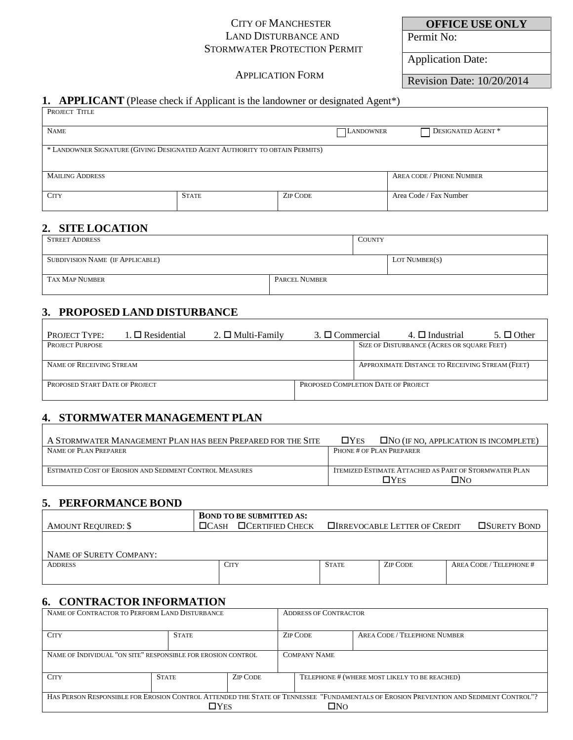City of Manchester
Land Disturbance and
Stormwater Protection Permit

Application Form

| OFFICE USE ONLY |
| --- |
| Permit No: |
| Application Date: |
| Revision Date: 10/20/2014 |

## 1. APPLICANT (Please check if Applicant is the landowner or designated Agent*)

| | | | |
| --- | --- | --- | --- |
| Project Title | | | |
| Name | | ☐ Landowner | ☐ Designated Agent * |
| * Landowner Signature (Giving Designated Agent Authority to obtain Permits) | | | |
| Mailing Address | | | Area code / Phone Number |
| City | State | Zip Code | Area Code / Fax Number |

## 2. SITE LOCATION

| | |
| --- | --- |
| Street Address | County |
| Subdivision Name (if applicable) | Lot Number(s) |
| Tax Map Number | Parcel Number |

## 3. PROPOSED LAND DISTURBANCE

Project Type: 1. ☐ Residential 2. ☐ Multi-Family 3. ☐ Commercial 4. ☐ Industrial 5. ☐ Other

| | |
| --- | --- |
| Project Purpose | Size of Disturbance (Acres or square feet) |
| Name of Receiving Stream | Approximate Distance to Receiving Stream (Feet) |
| Proposed Start Date of Project | Proposed Completion Date of Project |

## 4. STORMWATER MANAGEMENT PLAN

A Stormwater Management Plan has been Prepared for the Site ☐Yes ☐No (if no, application is incomplete)

| | |
| --- | --- |
| Name of Plan Preparer | Phone # of Plan Preparer |
| Estimated Cost of Erosion and Sediment Control Measures | Itemized Estimate Attached as Part of Stormwater Plan ☐Yes ☐No |

## 5. PERFORMANCE BOND

Amount Required: $

Bond to be submitted as: ☐Cash ☐Certified Check ☐Irrevocable Letter of Credit ☐Surety Bond

Name of Surety Company:

| Address | City | State | Zip Code | Area Code / Telephone # |
| --- | --- | --- | --- | --- |
| | | | | |

## 6. CONTRACTOR INFORMATION

| | | | |
| --- | --- | --- | --- |
| Name of Contractor to Perform Land Disturbance | | Address of Contractor | |
| City | State | Zip Code | Area Code / Telephone Number |
| Name of Individual "on site" responsible for erosion control | | Company Name | |
| City | State | Zip Code | Telephone # (where most likely to be reached) |

Has Person Responsible for Erosion Control Attended the State of Tennessee "Fundamentals of Erosion Prevention and Sediment Control"?
☐Yes ☐No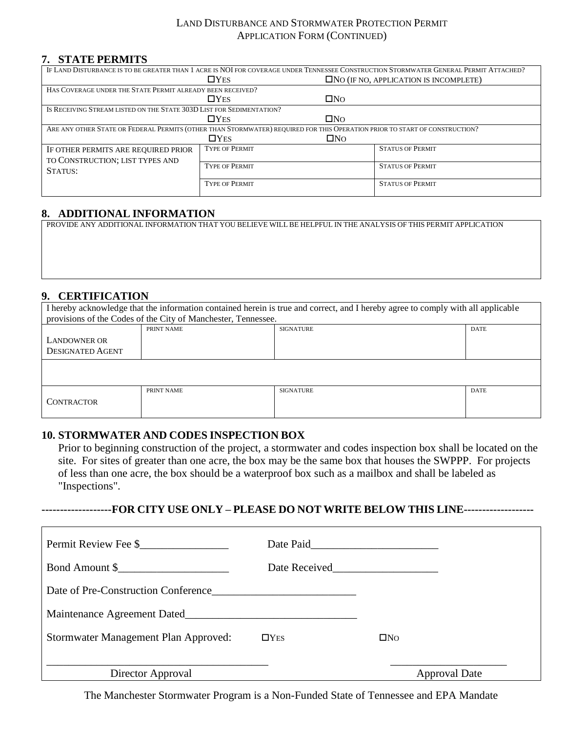LAND DISTURBANCE AND STORMWATER PROTECTION PERMIT
APPLICATION FORM (CONTINUED)

## 7. STATE PERMITS

| | | |
|---|---|---|
| IF LAND DISTURBANCE IS TO BE GREATER THAN 1 ACRE IS NOI FOR COVERAGE UNDER TENNESSEE CONSTRUCTION STORMWATER GENERAL PERMIT ATTACHED? ☐YES ☐NO (IF NO, APPLICATION IS INCOMPLETE) | | |
| HAS COVERAGE UNDER THE STATE PERMIT ALREADY BEEN RECEIVED? ☐YES ☐NO | | |
| IS RECEIVING STREAM LISTED ON THE STATE 303D LIST FOR SEDIMENTATION? ☐YES ☐NO | | |
| ARE ANY OTHER STATE OR FEDERAL PERMITS (OTHER THAN STORMWATER) REQUIRED FOR THIS OPERATION PRIOR TO START OF CONSTRUCTION? ☐YES ☐NO | | |
| IF OTHER PERMITS ARE REQUIRED PRIOR TO CONSTRUCTION; LIST TYPES AND STATUS: | TYPE OF PERMIT | STATUS OF PERMIT |
| | TYPE OF PERMIT | STATUS OF PERMIT |
| | TYPE OF PERMIT | STATUS OF PERMIT |

## 8. ADDITIONAL INFORMATION

| |
|---|
| PROVIDE ANY ADDITIONAL INFORMATION THAT YOU BELIEVE WILL BE HELPFUL IN THE ANALYSIS OF THIS PERMIT APPLICATION |

## 9. CERTIFICATION

| | | | |
|---|---|---|---|
| I hereby acknowledge that the information contained herein is true and correct, and I hereby agree to comply with all applicable provisions of the Codes of the City of Manchester, Tennessee. | | | |
| LANDOWNER OR DESIGNATED AGENT | PRINT NAME | SIGNATURE | DATE |
| | | | |
| CONTRACTOR | PRINT NAME | SIGNATURE | DATE |

## 10. STORMWATER AND CODES INSPECTION BOX

Prior to beginning construction of the project, a stormwater and codes inspection box shall be located on the site. For sites of greater than one acre, the box may be the same box that houses the SWPPP. For projects of less than one acre, the box should be a waterproof box such as a mailbox and shall be labeled as "Inspections".

**-------------------FOR CITY USE ONLY – PLEASE DO NOT WRITE BELOW THIS LINE-------------------**

Permit Review Fee $________________ Date Paid_______________________

Bond Amount $____________________ Date Received___________________

Date of Pre-Construction Conference_________________________

Maintenance Agreement Dated______________________________

Stormwater Management Plan Approved: ☐YES ☐NO

_______________________________________ ____________________
Director Approval Approval Date

The Manchester Stormwater Program is a Non-Funded State of Tennessee and EPA Mandate